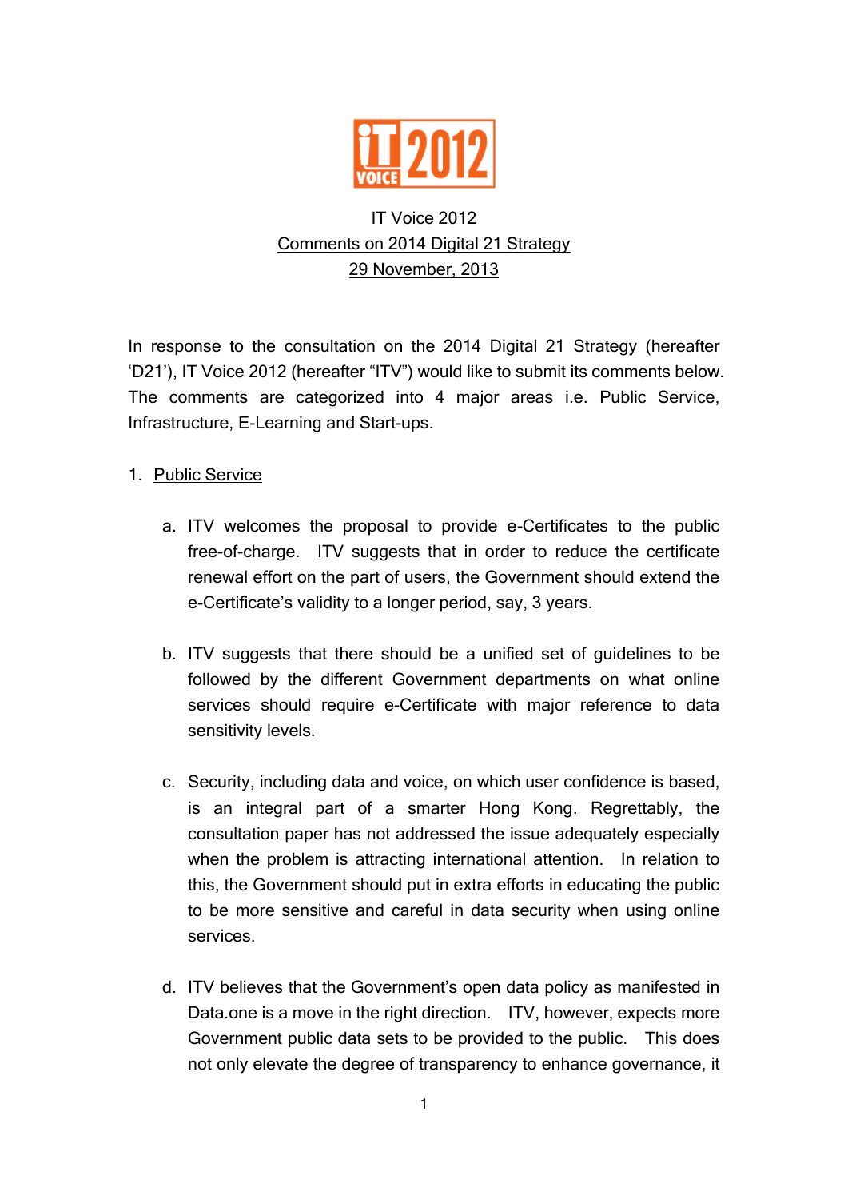IT Voice 2012

Comments on 2014 Digital 21 Strategy

29 November, 2013

In response to the consultation on the 2014 Digital 21 Strategy (hereafter 'D21'), IT Voice 2012 (hereafter "ITV") would like to submit its comments below. The comments are categorized into 4 major areas i.e. Public Service, Infrastructure, E-Learning and Start-ups.

1. Public Service

   a. ITV welcomes the proposal to provide e-Certificates to the public free-of-charge. ITV suggests that in order to reduce the certificate renewal effort on the part of users, the Government should extend the e-Certificate's validity to a longer period, say, 3 years.

   b. ITV suggests that there should be a unified set of guidelines to be followed by the different Government departments on what online services should require e-Certificate with major reference to data sensitivity levels.

   c. Security, including data and voice, on which user confidence is based, is an integral part of a smarter Hong Kong. Regrettably, the consultation paper has not addressed the issue adequately especially when the problem is attracting international attention. In relation to this, the Government should put in extra efforts in educating the public to be more sensitive and careful in data security when using online services.

   d. ITV believes that the Government's open data policy as manifested in Data.one is a move in the right direction. ITV, however, expects more Government public data sets to be provided to the public. This does not only elevate the degree of transparency to enhance governance, it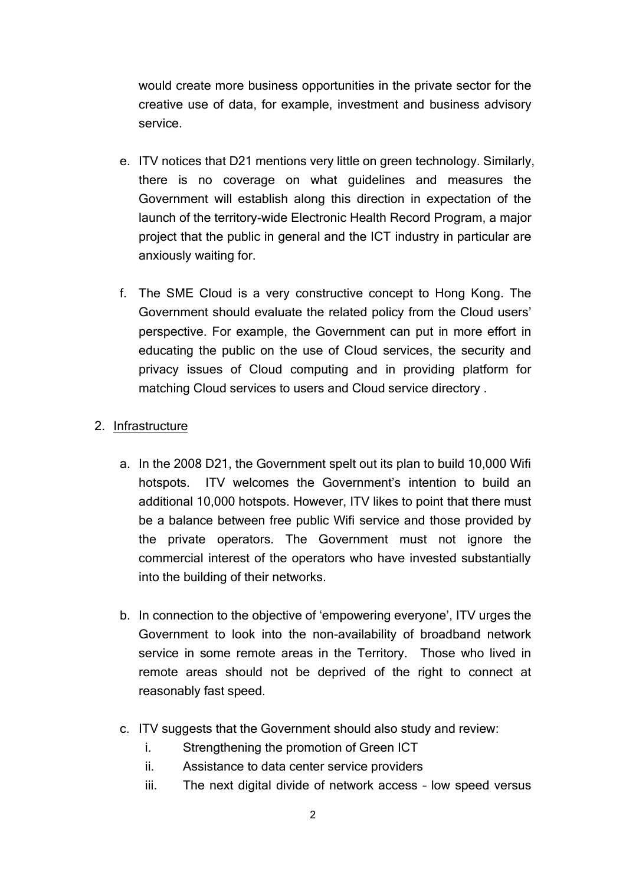would create more business opportunities in the private sector for the creative use of data, for example, investment and business advisory service.

e. ITV notices that D21 mentions very little on green technology. Similarly, there is no coverage on what guidelines and measures the Government will establish along this direction in expectation of the launch of the territory-wide Electronic Health Record Program, a major project that the public in general and the ICT industry in particular are anxiously waiting for.

f. The SME Cloud is a very constructive concept to Hong Kong. The Government should evaluate the related policy from the Cloud users' perspective. For example, the Government can put in more effort in educating the public on the use of Cloud services, the security and privacy issues of Cloud computing and in providing platform for matching Cloud services to users and Cloud service directory .

2. <u>Infrastructure</u>

   a. In the 2008 D21, the Government spelt out its plan to build 10,000 Wifi hotspots. ITV welcomes the Government's intention to build an additional 10,000 hotspots. However, ITV likes to point that there must be a balance between free public Wifi service and those provided by the private operators. The Government must not ignore the commercial interest of the operators who have invested substantially into the building of their networks.

   b. In connection to the objective of 'empowering everyone', ITV urges the Government to look into the non-availability of broadband network service in some remote areas in the Territory. Those who lived in remote areas should not be deprived of the right to connect at reasonably fast speed.

   c. ITV suggests that the Government should also study and review:
      i. Strengthening the promotion of Green ICT
      ii. Assistance to data center service providers
      iii. The next digital divide of network access – low speed versus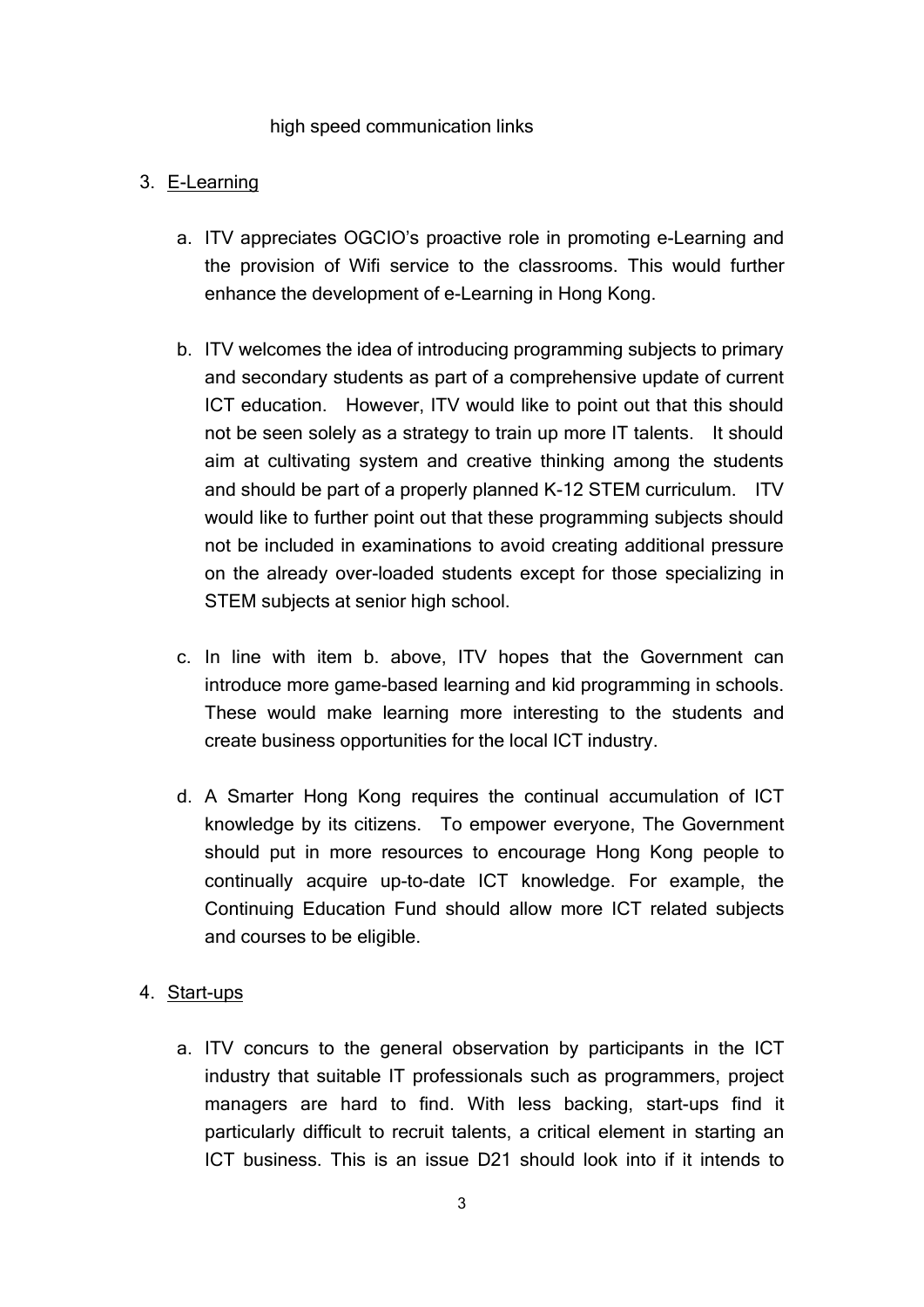high speed communication links

3. E-Learning

    a. ITV appreciates OGCIO's proactive role in promoting e-Learning and the provision of Wifi service to the classrooms. This would further enhance the development of e-Learning in Hong Kong.

    b. ITV welcomes the idea of introducing programming subjects to primary and secondary students as part of a comprehensive update of current ICT education. However, ITV would like to point out that this should not be seen solely as a strategy to train up more IT talents. It should aim at cultivating system and creative thinking among the students and should be part of a properly planned K-12 STEM curriculum. ITV would like to further point out that these programming subjects should not be included in examinations to avoid creating additional pressure on the already over-loaded students except for those specializing in STEM subjects at senior high school.

    c. In line with item b. above, ITV hopes that the Government can introduce more game-based learning and kid programming in schools. These would make learning more interesting to the students and create business opportunities for the local ICT industry.

    d. A Smarter Hong Kong requires the continual accumulation of ICT knowledge by its citizens. To empower everyone, The Government should put in more resources to encourage Hong Kong people to continually acquire up-to-date ICT knowledge. For example, the Continuing Education Fund should allow more ICT related subjects and courses to be eligible.

4. Start-ups

    a. ITV concurs to the general observation by participants in the ICT industry that suitable IT professionals such as programmers, project managers are hard to find. With less backing, start-ups find it particularly difficult to recruit talents, a critical element in starting an ICT business. This is an issue D21 should look into if it intends to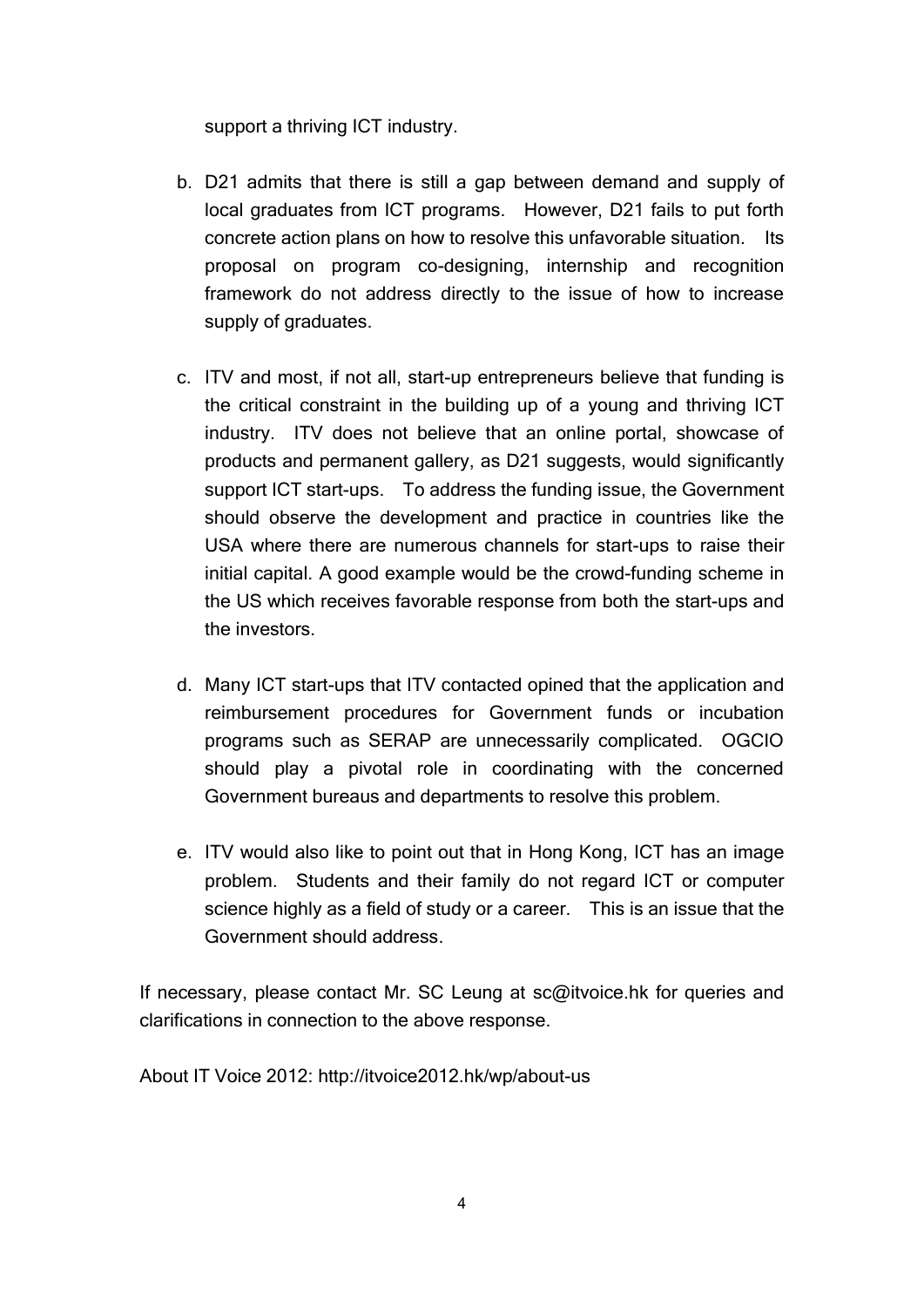support a thriving ICT industry.

b. D21 admits that there is still a gap between demand and supply of local graduates from ICT programs. However, D21 fails to put forth concrete action plans on how to resolve this unfavorable situation. Its proposal on program co-designing, internship and recognition framework do not address directly to the issue of how to increase supply of graduates.

c. ITV and most, if not all, start-up entrepreneurs believe that funding is the critical constraint in the building up of a young and thriving ICT industry. ITV does not believe that an online portal, showcase of products and permanent gallery, as D21 suggests, would significantly support ICT start-ups. To address the funding issue, the Government should observe the development and practice in countries like the USA where there are numerous channels for start-ups to raise their initial capital. A good example would be the crowd-funding scheme in the US which receives favorable response from both the start-ups and the investors.

d. Many ICT start-ups that ITV contacted opined that the application and reimbursement procedures for Government funds or incubation programs such as SERAP are unnecessarily complicated. OGCIO should play a pivotal role in coordinating with the concerned Government bureaus and departments to resolve this problem.

e. ITV would also like to point out that in Hong Kong, ICT has an image problem. Students and their family do not regard ICT or computer science highly as a field of study or a career. This is an issue that the Government should address.

If necessary, please contact Mr. SC Leung at sc@itvoice.hk for queries and clarifications in connection to the above response.

About IT Voice 2012: http://itvoice2012.hk/wp/about-us